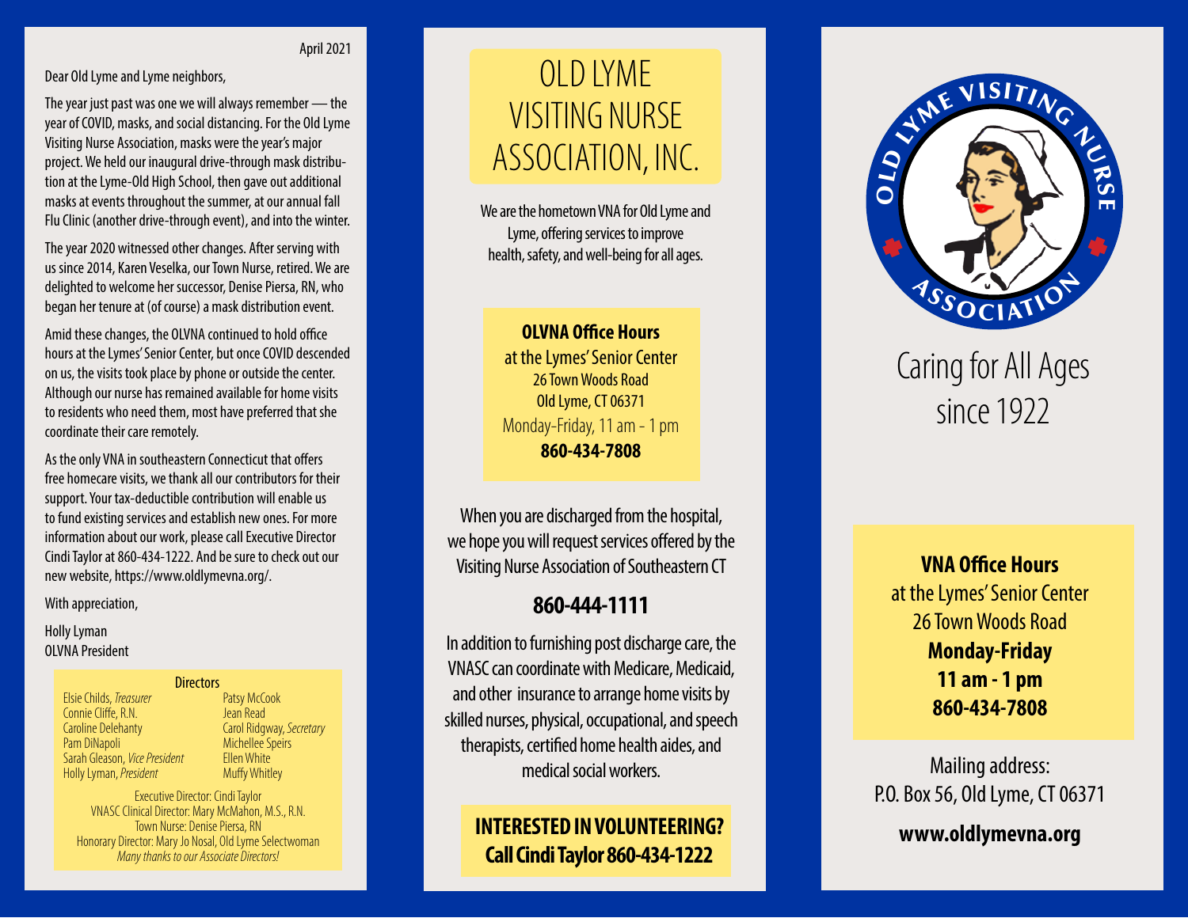April 2021

Dear Old Lyme and Lyme neighbors,

The year just past was one we will always remember — the year of COVID, masks, and social distancing. For the Old Lyme Visiting Nurse Association, masks were the year's major project. We held our inaugural drive-through mask distribution at the Lyme-Old High School, then gave out additional masks at events throughout the summer, at our annual fall Flu Clinic (another drive-through event), and into the winter.

The year 2020 witnessed other changes. After serving with us since 2014, Karen Veselka, our Town Nurse, retired. We are delighted to welcome her successor, Denise Piersa, RN, who began her tenure at (of course) a mask distribution event.

Amid these changes, the OLVNA continued to hold office hours at the Lymes' Senior Center, but once COVID descended on us, the visits took place by phone or outside the center. Although our nurse has remained available for home visits to residents who need them, most have preferred that she coordinate their care remotely.

As the only VNA in southeastern Connecticut that offers free homecare visits, we thank all our contributors for their support. Your tax-deductible contribution will enable us to fund existing services and establish new ones. For more information about our work, please call Executive Director Cindi Taylor at 860-434-1222. And be sure to check out our new website, https://www.oldlymevna.org/.

With appreciation,

Holly Lyman
OLVNA President

**Directors**

| | |
|---|---|
| Elsie Childs, *Treasurer* | Patsy McCook |
| Connie Cliffe, R.N. | Jean Read |
| Caroline Delehanty | Carol Ridgway, *Secretary* |
| Pam DiNapoli | Michellee Speirs |
| Sarah Gleason, *Vice President* | Ellen White |
| Holly Lyman, *President* | Muffy Whitley |

Executive Director: Cindi Taylor
VNASC Clinical Director: Mary McMahon, M.S., R.N.
Town Nurse: Denise Piersa, RN
Honorary Director: Mary Jo Nosal, Old Lyme Selectwoman
*Many thanks to our Associate Directors!*

# OLD LYME VISITING NURSE ASSOCIATION, INC.

We are the hometown VNA for Old Lyme and Lyme, offering services to improve health, safety, and well-being for all ages.

**OLVNA Office Hours**
at the Lymes' Senior Center
26 Town Woods Road
Old Lyme, CT 06371
Monday-Friday, 11 am - 1 pm
**860-434-7808**

When you are discharged from the hospital, we hope you will request services offered by the Visiting Nurse Association of Southeastern CT

**860-444-1111**

In addition to furnishing post discharge care, the VNASC can coordinate with Medicare, Medicaid, and other insurance to arrange home visits by skilled nurses, physical, occupational, and speech therapists, certified home health aides, and medical social workers.

**INTERESTED IN VOLUNTEERING?**
**Call Cindi Taylor 860-434-1222**

OLD LYME VISITING NURSE ASSOCIATION

## Caring for All Ages since 1922

**VNA Office Hours**
at the Lymes' Senior Center
26 Town Woods Road
**Monday-Friday**
**11 am - 1 pm**
**860-434-7808**

Mailing address:
P.O. Box 56, Old Lyme, CT 06371

**www.oldlymevna.org**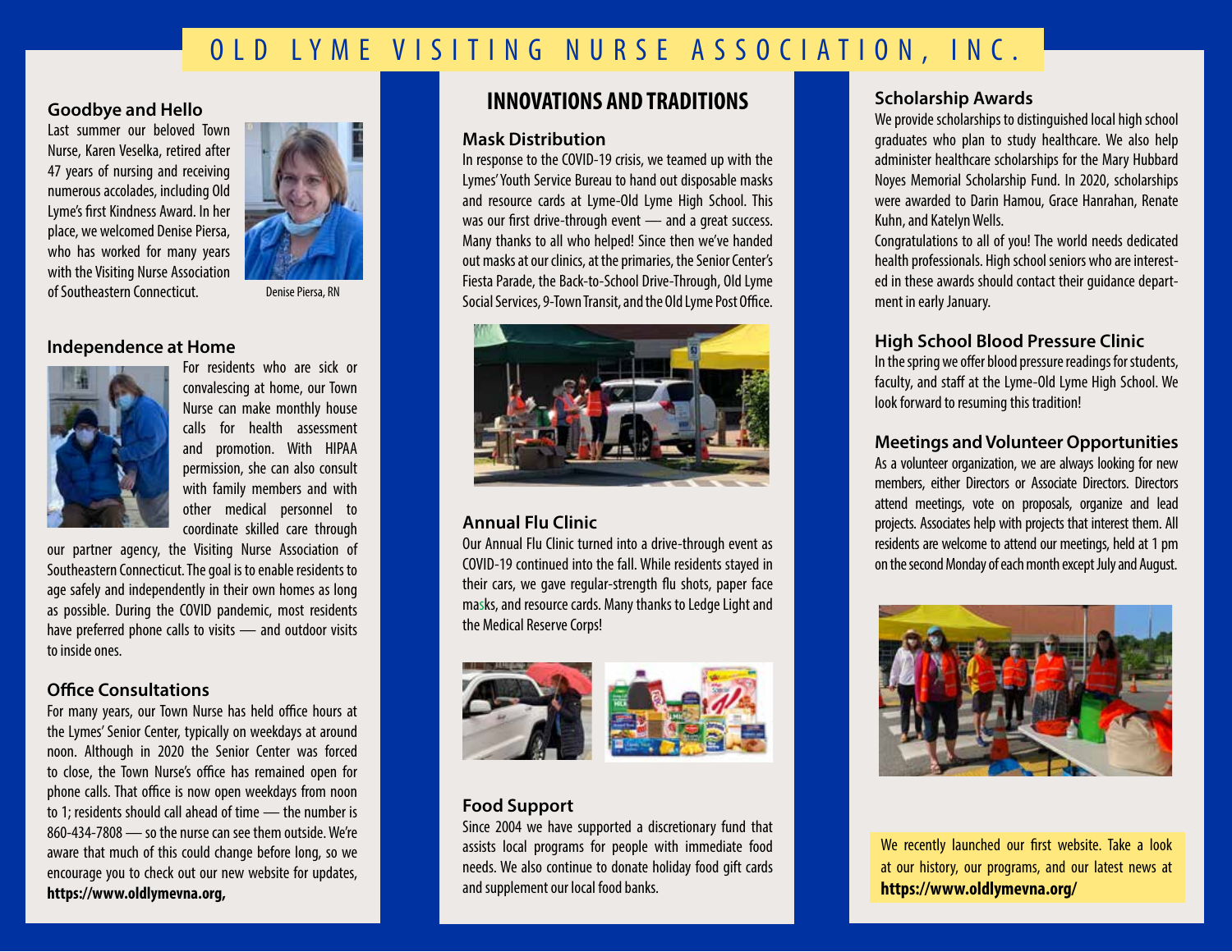# OLD LYME VISITING NURSE ASSOCIATION, INC.

### Goodbye and Hello

Last summer our beloved Town Nurse, Karen Veselka, retired after 47 years of nursing and receiving numerous accolades, including Old Lyme's first Kindness Award. In her place, we welcomed Denise Piersa, who has worked for many years with the Visiting Nurse Association of Southeastern Connecticut.

Denise Piersa, RN

### Independence at Home

For residents who are sick or convalescing at home, our Town Nurse can make monthly house calls for health assessment and promotion. With HIPAA permission, she can also consult with family members and with other medical personnel to coordinate skilled care through our partner agency, the Visiting Nurse Association of Southeastern Connecticut. The goal is to enable residents to age safely and independently in their own homes as long as possible. During the COVID pandemic, most residents have preferred phone calls to visits — and outdoor visits to inside ones.

### Office Consultations

For many years, our Town Nurse has held office hours at the Lymes' Senior Center, typically on weekdays at around noon. Although in 2020 the Senior Center was forced to close, the Town Nurse's office has remained open for phone calls. That office is now open weekdays from noon to 1; residents should call ahead of time — the number is 860-434-7808 — so the nurse can see them outside. We're aware that much of this could change before long, so we encourage you to check out our new website for updates, **https://www.oldlymevna.org,**

## INNOVATIONS AND TRADITIONS

### Mask Distribution

In response to the COVID-19 crisis, we teamed up with the Lymes' Youth Service Bureau to hand out disposable masks and resource cards at Lyme-Old Lyme High School. This was our first drive-through event — and a great success. Many thanks to all who helped! Since then we've handed out masks at our clinics, at the primaries, the Senior Center's Fiesta Parade, the Back-to-School Drive-Through, Old Lyme Social Services, 9-Town Transit, and the Old Lyme Post Office.

### Annual Flu Clinic

Our Annual Flu Clinic turned into a drive-through event as COVID-19 continued into the fall. While residents stayed in their cars, we gave regular-strength flu shots, paper face masks, and resource cards. Many thanks to Ledge Light and the Medical Reserve Corps!

### Food Support

Since 2004 we have supported a discretionary fund that assists local programs for people with immediate food needs. We also continue to donate holiday food gift cards and supplement our local food banks.

### Scholarship Awards

We provide scholarships to distinguished local high school graduates who plan to study healthcare. We also help administer healthcare scholarships for the Mary Hubbard Noyes Memorial Scholarship Fund. In 2020, scholarships were awarded to Darin Hamou, Grace Hanrahan, Renate Kuhn, and Katelyn Wells.

Congratulations to all of you! The world needs dedicated health professionals. High school seniors who are interested in these awards should contact their guidance department in early January.

### High School Blood Pressure Clinic

In the spring we offer blood pressure readings for students, faculty, and staff at the Lyme-Old Lyme High School. We look forward to resuming this tradition!

### Meetings and Volunteer Opportunities

As a volunteer organization, we are always looking for new members, either Directors or Associate Directors. Directors attend meetings, vote on proposals, organize and lead projects. Associates help with projects that interest them. All residents are welcome to attend our meetings, held at 1 pm on the second Monday of each month except July and August.

We recently launched our first website. Take a look at our history, our programs, and our latest news at **https://www.oldlymevna.org/**